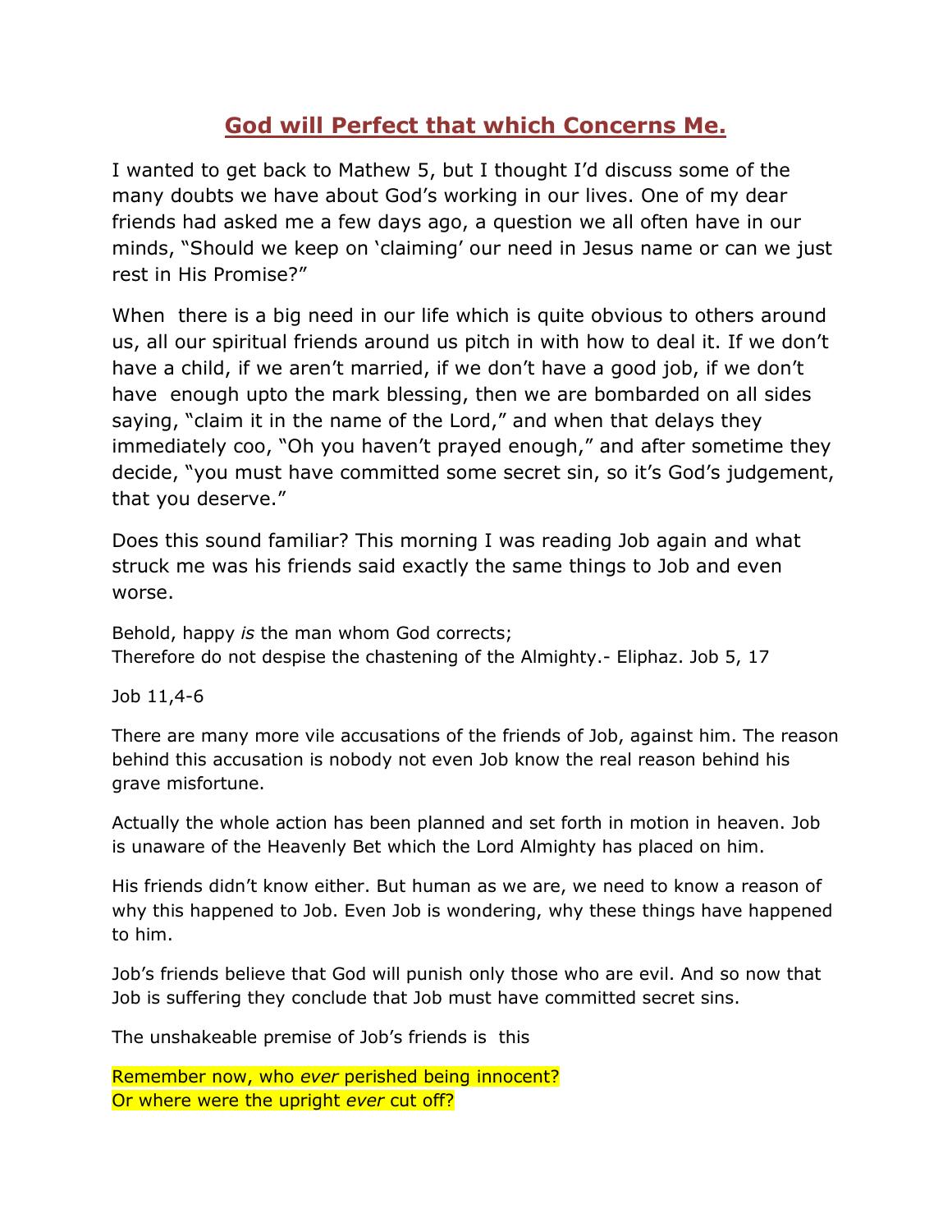# **God will Perfect that which Concerns Me.**

I wanted to get back to Mathew 5, but I thought I'd discuss some of the many doubts we have about God's working in our lives. One of my dear friends had asked me a few days ago, a question we all often have in our minds, "Should we keep on 'claiming' our need in Jesus name or can we just rest in His Promise?"

When there is a big need in our life which is quite obvious to others around us, all our spiritual friends around us pitch in with how to deal it. If we don't have a child, if we aren't married, if we don't have a good job, if we don't have enough upto the mark blessing, then we are bombarded on all sides saying, "claim it in the name of the Lord," and when that delays they immediately coo, "Oh you haven't prayed enough," and after sometime they decide, "you must have committed some secret sin, so it's God's judgement, that you deserve."

Does this sound familiar? This morning I was reading Job again and what struck me was his friends said exactly the same things to Job and even worse.

Behold, happy *is* the man whom God corrects;
Therefore do not despise the chastening of the Almighty.- Eliphaz. Job 5, 17

Job 11,4-6

There are many more vile accusations of the friends of Job, against him. The reason behind this accusation is nobody not even Job know the real reason behind his grave misfortune.

Actually the whole action has been planned and set forth in motion in heaven. Job is unaware of the Heavenly Bet which the Lord Almighty has placed on him.

His friends didn't know either. But human as we are, we need to know a reason of why this happened to Job. Even Job is wondering, why these things have happened to him.

Job's friends believe that God will punish only those who are evil. And so now that Job is suffering they conclude that Job must have committed secret sins.

The unshakeable premise of Job's friends is this

Remember now, who *ever* perished being innocent?
Or where were the upright *ever* cut off?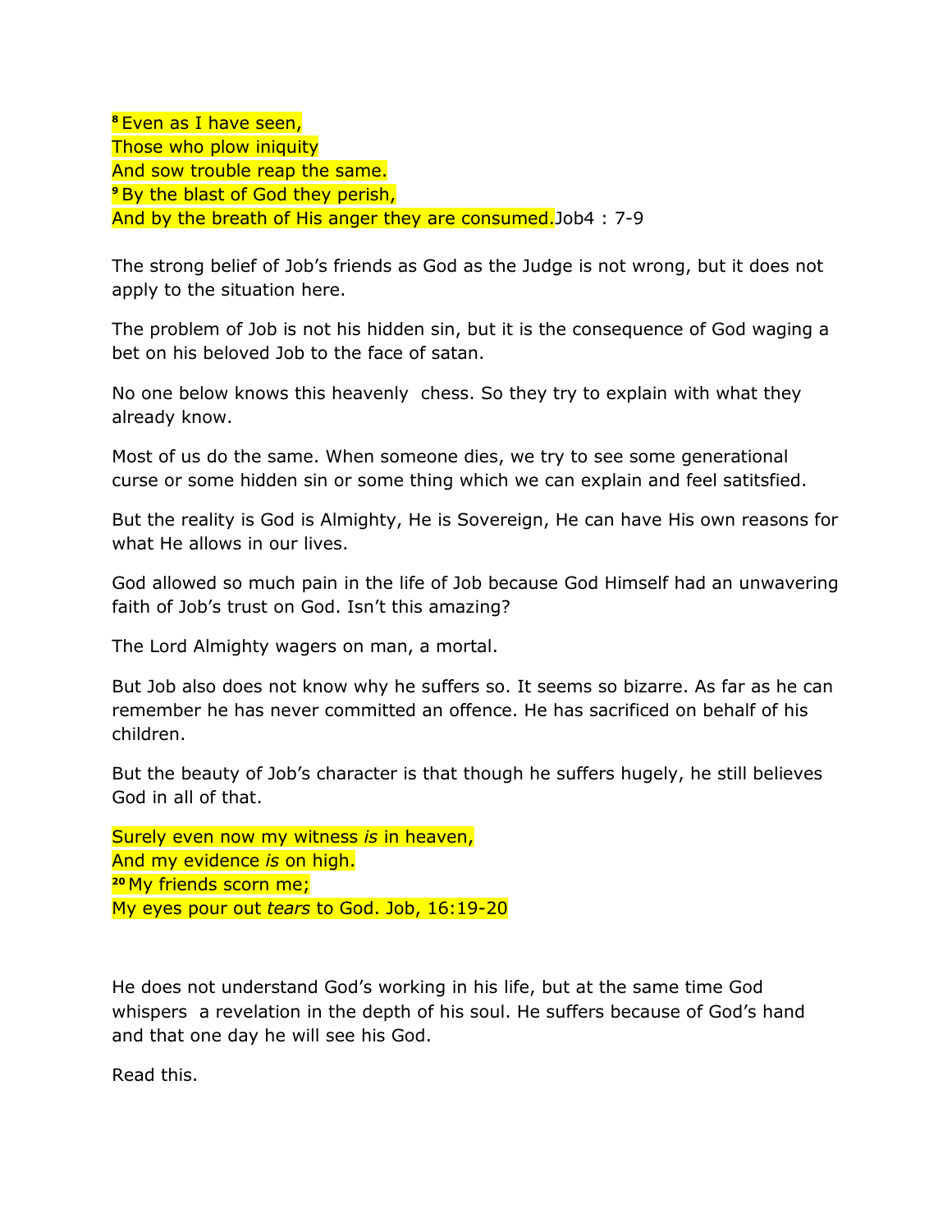[8] Even as I have seen,
Those who plow iniquity
And sow trouble reap the same.
[9] By the blast of God they perish,
And by the breath of His anger they are consumed.Job4 : 7-9

The strong belief of Job's friends as God as the Judge is not wrong, but it does not apply to the situation here.

The problem of Job is not his hidden sin, but it is the consequence of God waging a bet on his beloved Job to the face of satan.

No one below knows this heavenly chess. So they try to explain with what they already know.

Most of us do the same. When someone dies, we try to see some generational curse or some hidden sin or some thing which we can explain and feel satitsfied.

But the reality is God is Almighty, He is Sovereign, He can have His own reasons for what He allows in our lives.

God allowed so much pain in the life of Job because God Himself had an unwavering faith of Job's trust on God. Isn't this amazing?

The Lord Almighty wagers on man, a mortal.

But Job also does not know why he suffers so. It seems so bizarre. As far as he can remember he has never committed an offence. He has sacrificed on behalf of his children.

But the beauty of Job's character is that though he suffers hugely, he still believes God in all of that.

Surely even now my witness *is* in heaven,
And my evidence *is* on high.
[20] My friends scorn me;
My eyes pour out *tears* to God. Job, 16:19-20

He does not understand God's working in his life, but at the same time God whispers a revelation in the depth of his soul. He suffers because of God's hand and that one day he will see his God.

Read this.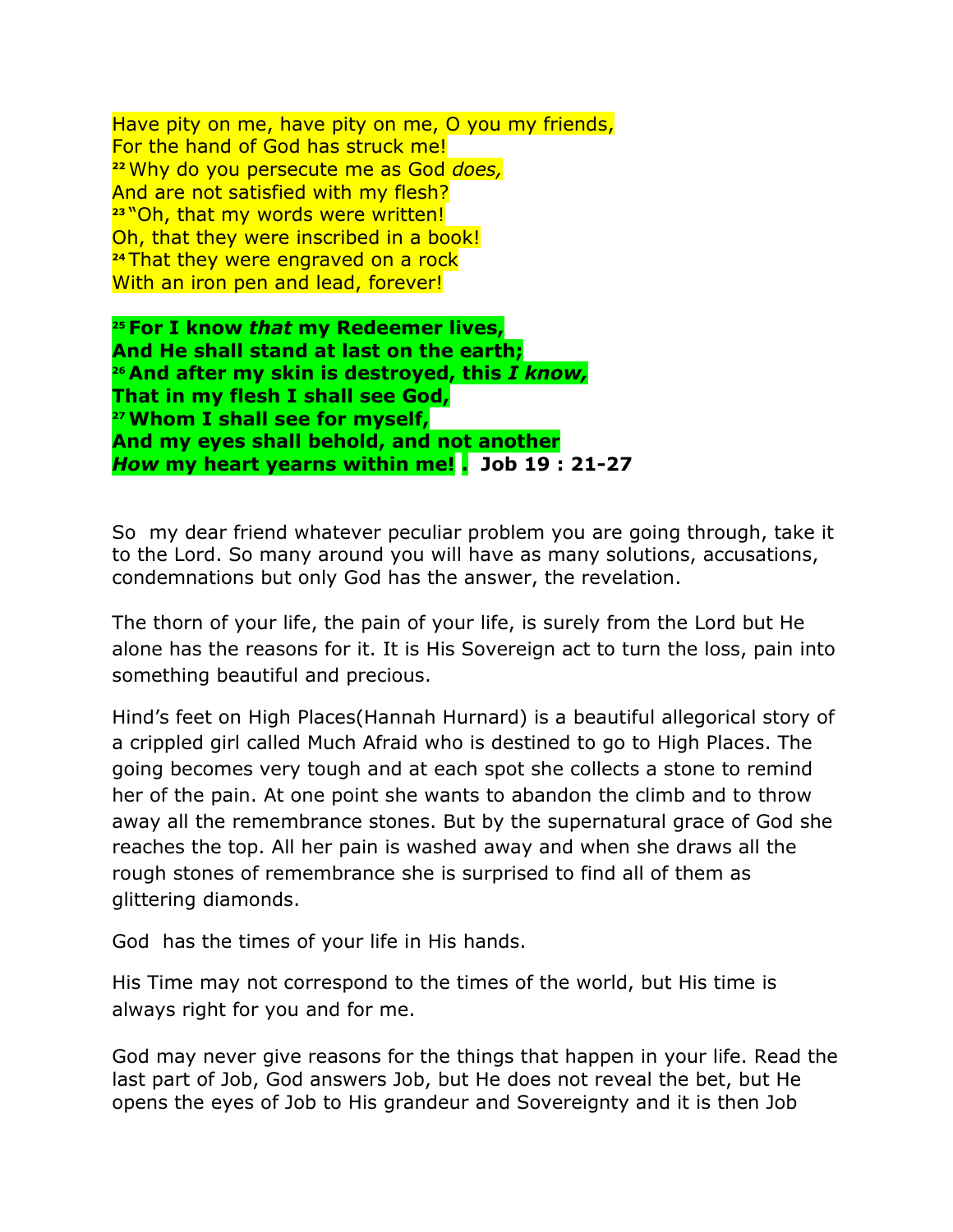Have pity on me, have pity on me, O you my friends,
For the hand of God has struck me!
22 Why do you persecute me as God *does,*
And are not satisfied with my flesh?
23 "Oh, that my words were written!
Oh, that they were inscribed in a book!
24 That they were engraved on a rock
With an iron pen and lead, forever!

**25 For I know *that* my Redeemer lives,**
**And He shall stand at last on the earth;**
**26 And after my skin is destroyed, this *I know,***
**That in my flesh I shall see God,**
**27 Whom I shall see for myself,**
**And my eyes shall behold, and not another**
***How* my heart yearns within me! . Job 19 : 21-27**

So my dear friend whatever peculiar problem you are going through, take it to the Lord. So many around you will have as many solutions, accusations, condemnations but only God has the answer, the revelation.

The thorn of your life, the pain of your life, is surely from the Lord but He alone has the reasons for it. It is His Sovereign act to turn the loss, pain into something beautiful and precious.

Hind's feet on High Places(Hannah Hurnard) is a beautiful allegorical story of a crippled girl called Much Afraid who is destined to go to High Places. The going becomes very tough and at each spot she collects a stone to remind her of the pain. At one point she wants to abandon the climb and to throw away all the remembrance stones. But by the supernatural grace of God she reaches the top. All her pain is washed away and when she draws all the rough stones of remembrance she is surprised to find all of them as glittering diamonds.

God has the times of your life in His hands.

His Time may not correspond to the times of the world, but His time is always right for you and for me.

God may never give reasons for the things that happen in your life. Read the last part of Job, God answers Job, but He does not reveal the bet, but He opens the eyes of Job to His grandeur and Sovereignty and it is then Job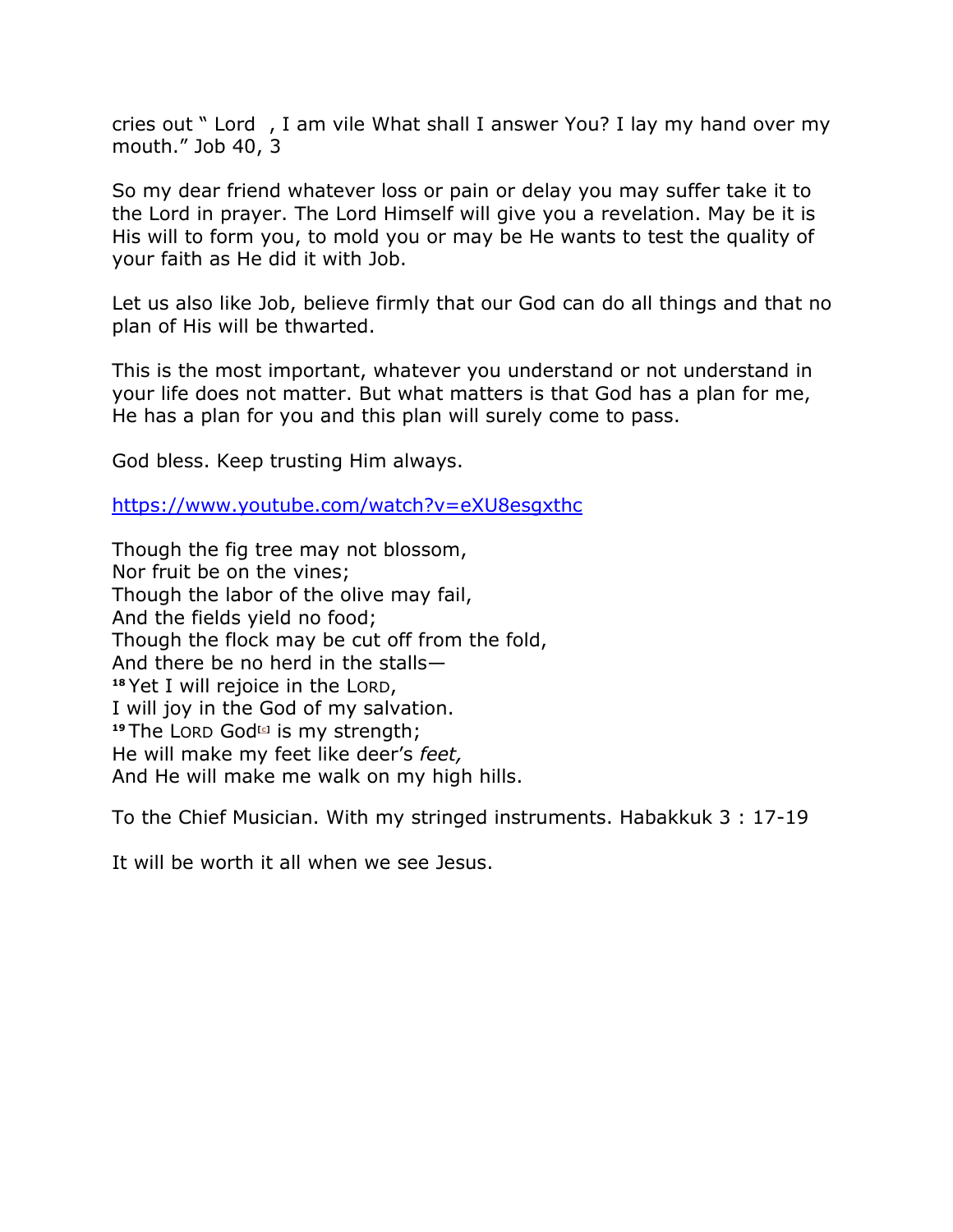cries out " Lord , I am vile What shall I answer You? I lay my hand over my mouth." Job 40, 3

So my dear friend whatever loss or pain or delay you may suffer take it to the Lord in prayer. The Lord Himself will give you a revelation. May be it is His will to form you, to mold you or may be He wants to test the quality of your faith as He did it with Job.

Let us also like Job, believe firmly that our God can do all things and that no plan of His will be thwarted.

This is the most important, whatever you understand or not understand in your life does not matter. But what matters is that God has a plan for me, He has a plan for you and this plan will surely come to pass.

God bless. Keep trusting Him always.

https://www.youtube.com/watch?v=eXU8esgxthc

Though the fig tree may not blossom,
Nor fruit be on the vines;
Though the labor of the olive may fail,
And the fields yield no food;
Though the flock may be cut off from the fold,
And there be no herd in the stalls—
18 Yet I will rejoice in the LORD,
I will joy in the God of my salvation.
19 The LORD God[c] is my strength;
He will make my feet like deer's *feet,*
And He will make me walk on my high hills.

To the Chief Musician. With my stringed instruments. Habakkuk 3 : 17-19

It will be worth it all when we see Jesus.